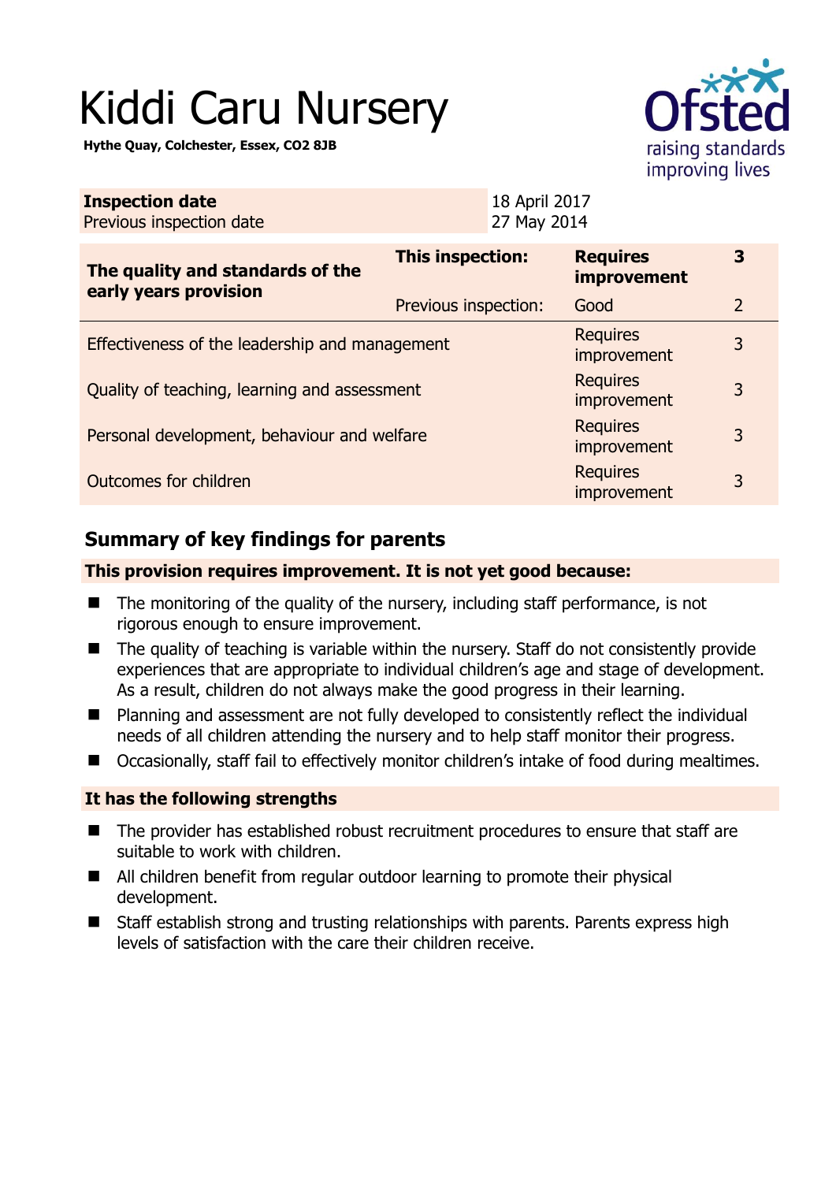# Kiddi Caru Nursery

**Hythe Quay, Colchester, Essex, CO2 8JB**

| **Inspection date** | 18 April 2017 |
|---|---|
| Previous inspection date | 27 May 2014 |

| **The quality and standards of the early years provision** | **This inspection:** | **Requires improvement** | **3** |
|---|---|---|---|
| | Previous inspection: | Good | 2 |
| Effectiveness of the leadership and management | | Requires improvement | 3 |
| Quality of teaching, learning and assessment | | Requires improvement | 3 |
| Personal development, behaviour and welfare | | Requires improvement | 3 |
| Outcomes for children | | Requires improvement | 3 |

## Summary of key findings for parents

**This provision requires improvement. It is not yet good because:**

- The monitoring of the quality of the nursery, including staff performance, is not rigorous enough to ensure improvement.
- The quality of teaching is variable within the nursery. Staff do not consistently provide experiences that are appropriate to individual children's age and stage of development. As a result, children do not always make the good progress in their learning.
- Planning and assessment are not fully developed to consistently reflect the individual needs of all children attending the nursery and to help staff monitor their progress.
- Occasionally, staff fail to effectively monitor children's intake of food during mealtimes.

**It has the following strengths**

- The provider has established robust recruitment procedures to ensure that staff are suitable to work with children.
- All children benefit from regular outdoor learning to promote their physical development.
- Staff establish strong and trusting relationships with parents. Parents express high levels of satisfaction with the care their children receive.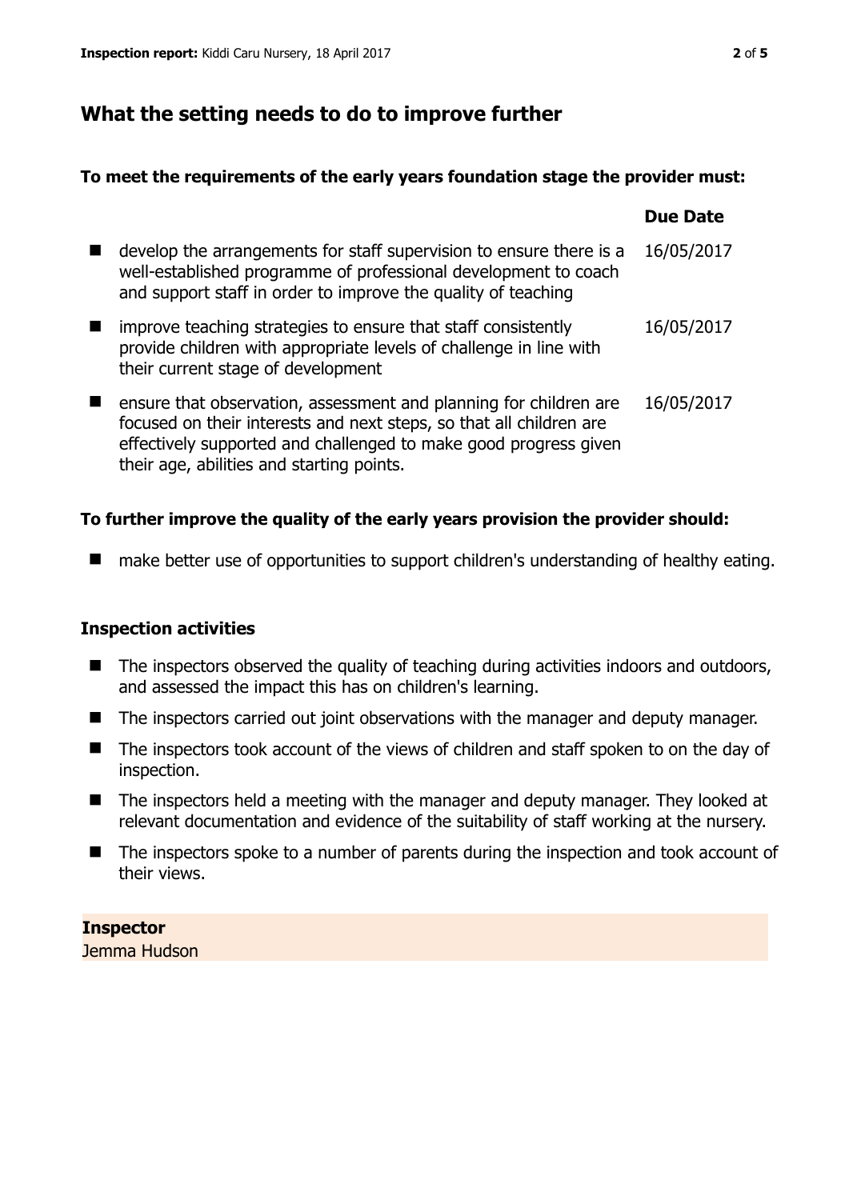## What the setting needs to do to improve further

**To meet the requirements of the early years foundation stage the provider must:**

| | Due Date |
|---|---|
| develop the arrangements for staff supervision to ensure there is a well-established programme of professional development to coach and support staff in order to improve the quality of teaching | 16/05/2017 |
| improve teaching strategies to ensure that staff consistently provide children with appropriate levels of challenge in line with their current stage of development | 16/05/2017 |
| ensure that observation, assessment and planning for children are focused on their interests and next steps, so that all children are effectively supported and challenged to make good progress given their age, abilities and starting points. | 16/05/2017 |

**To further improve the quality of the early years provision the provider should:**

- make better use of opportunities to support children's understanding of healthy eating.

### Inspection activities

- The inspectors observed the quality of teaching during activities indoors and outdoors, and assessed the impact this has on children's learning.
- The inspectors carried out joint observations with the manager and deputy manager.
- The inspectors took account of the views of children and staff spoken to on the day of inspection.
- The inspectors held a meeting with the manager and deputy manager. They looked at relevant documentation and evidence of the suitability of staff working at the nursery.
- The inspectors spoke to a number of parents during the inspection and took account of their views.

**Inspector**
Jemma Hudson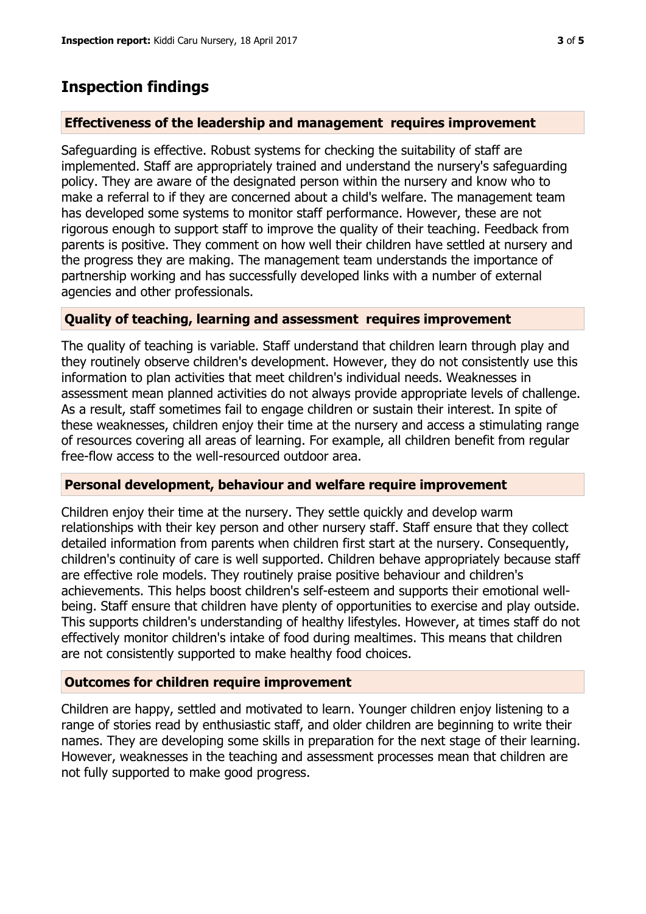## Inspection findings

### Effectiveness of the leadership and management requires improvement

Safeguarding is effective. Robust systems for checking the suitability of staff are implemented. Staff are appropriately trained and understand the nursery's safeguarding policy. They are aware of the designated person within the nursery and know who to make a referral to if they are concerned about a child's welfare. The management team has developed some systems to monitor staff performance. However, these are not rigorous enough to support staff to improve the quality of their teaching. Feedback from parents is positive. They comment on how well their children have settled at nursery and the progress they are making. The management team understands the importance of partnership working and has successfully developed links with a number of external agencies and other professionals.

### Quality of teaching, learning and assessment requires improvement

The quality of teaching is variable. Staff understand that children learn through play and they routinely observe children's development. However, they do not consistently use this information to plan activities that meet children's individual needs. Weaknesses in assessment mean planned activities do not always provide appropriate levels of challenge. As a result, staff sometimes fail to engage children or sustain their interest. In spite of these weaknesses, children enjoy their time at the nursery and access a stimulating range of resources covering all areas of learning. For example, all children benefit from regular free-flow access to the well-resourced outdoor area.

### Personal development, behaviour and welfare require improvement

Children enjoy their time at the nursery. They settle quickly and develop warm relationships with their key person and other nursery staff. Staff ensure that they collect detailed information from parents when children first start at the nursery. Consequently, children's continuity of care is well supported. Children behave appropriately because staff are effective role models. They routinely praise positive behaviour and children's achievements. This helps boost children's self-esteem and supports their emotional well-being. Staff ensure that children have plenty of opportunities to exercise and play outside. This supports children's understanding of healthy lifestyles. However, at times staff do not effectively monitor children's intake of food during mealtimes. This means that children are not consistently supported to make healthy food choices.

### Outcomes for children require improvement

Children are happy, settled and motivated to learn. Younger children enjoy listening to a range of stories read by enthusiastic staff, and older children are beginning to write their names. They are developing some skills in preparation for the next stage of their learning. However, weaknesses in the teaching and assessment processes mean that children are not fully supported to make good progress.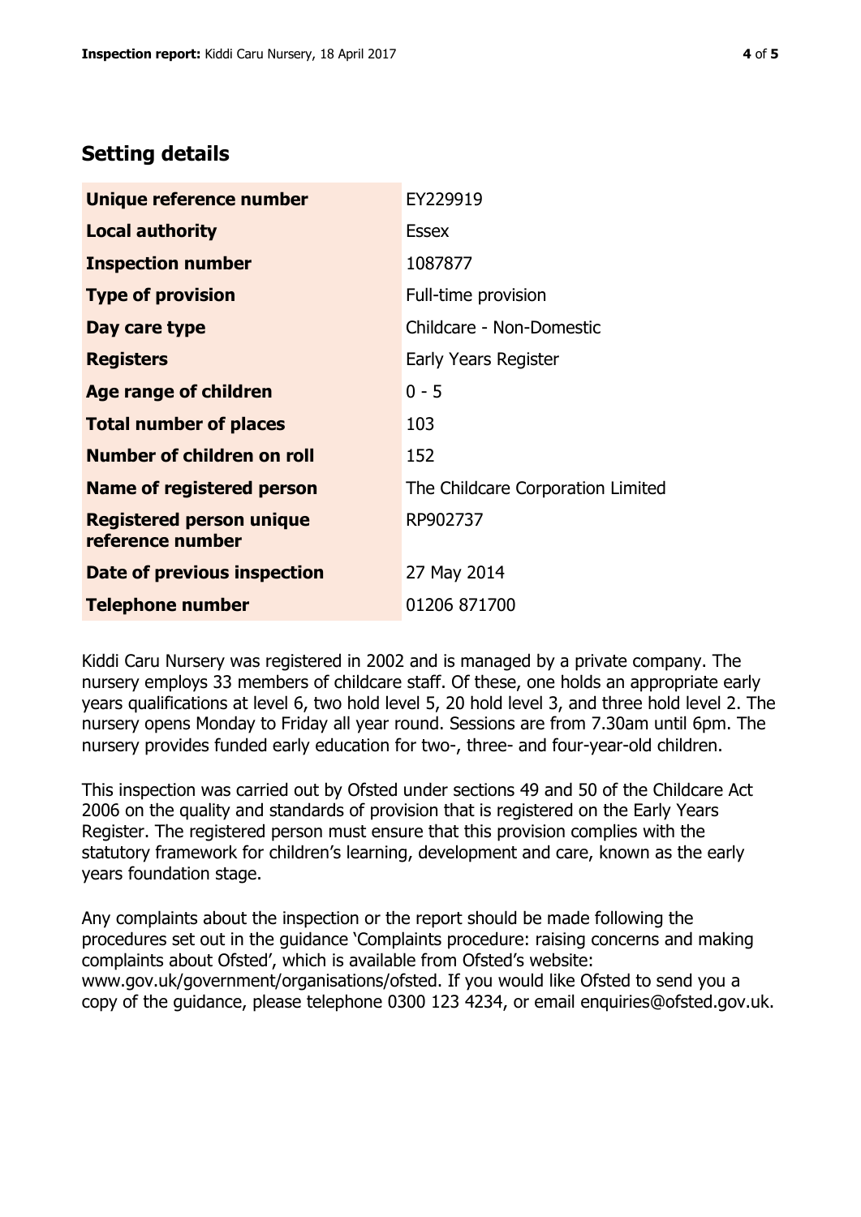## Setting details

| | |
|---|---|
| **Unique reference number** | EY229919 |
| **Local authority** | Essex |
| **Inspection number** | 1087877 |
| **Type of provision** | Full-time provision |
| **Day care type** | Childcare - Non-Domestic |
| **Registers** | Early Years Register |
| **Age range of children** | 0 - 5 |
| **Total number of places** | 103 |
| **Number of children on roll** | 152 |
| **Name of registered person** | The Childcare Corporation Limited |
| **Registered person unique reference number** | RP902737 |
| **Date of previous inspection** | 27 May 2014 |
| **Telephone number** | 01206 871700 |

Kiddi Caru Nursery was registered in 2002 and is managed by a private company. The nursery employs 33 members of childcare staff. Of these, one holds an appropriate early years qualifications at level 6, two hold level 5, 20 hold level 3, and three hold level 2. The nursery opens Monday to Friday all year round. Sessions are from 7.30am until 6pm. The nursery provides funded early education for two-, three- and four-year-old children.

This inspection was carried out by Ofsted under sections 49 and 50 of the Childcare Act 2006 on the quality and standards of provision that is registered on the Early Years Register. The registered person must ensure that this provision complies with the statutory framework for children's learning, development and care, known as the early years foundation stage.

Any complaints about the inspection or the report should be made following the procedures set out in the guidance 'Complaints procedure: raising concerns and making complaints about Ofsted', which is available from Ofsted's website: www.gov.uk/government/organisations/ofsted. If you would like Ofsted to send you a copy of the guidance, please telephone 0300 123 4234, or email enquiries@ofsted.gov.uk.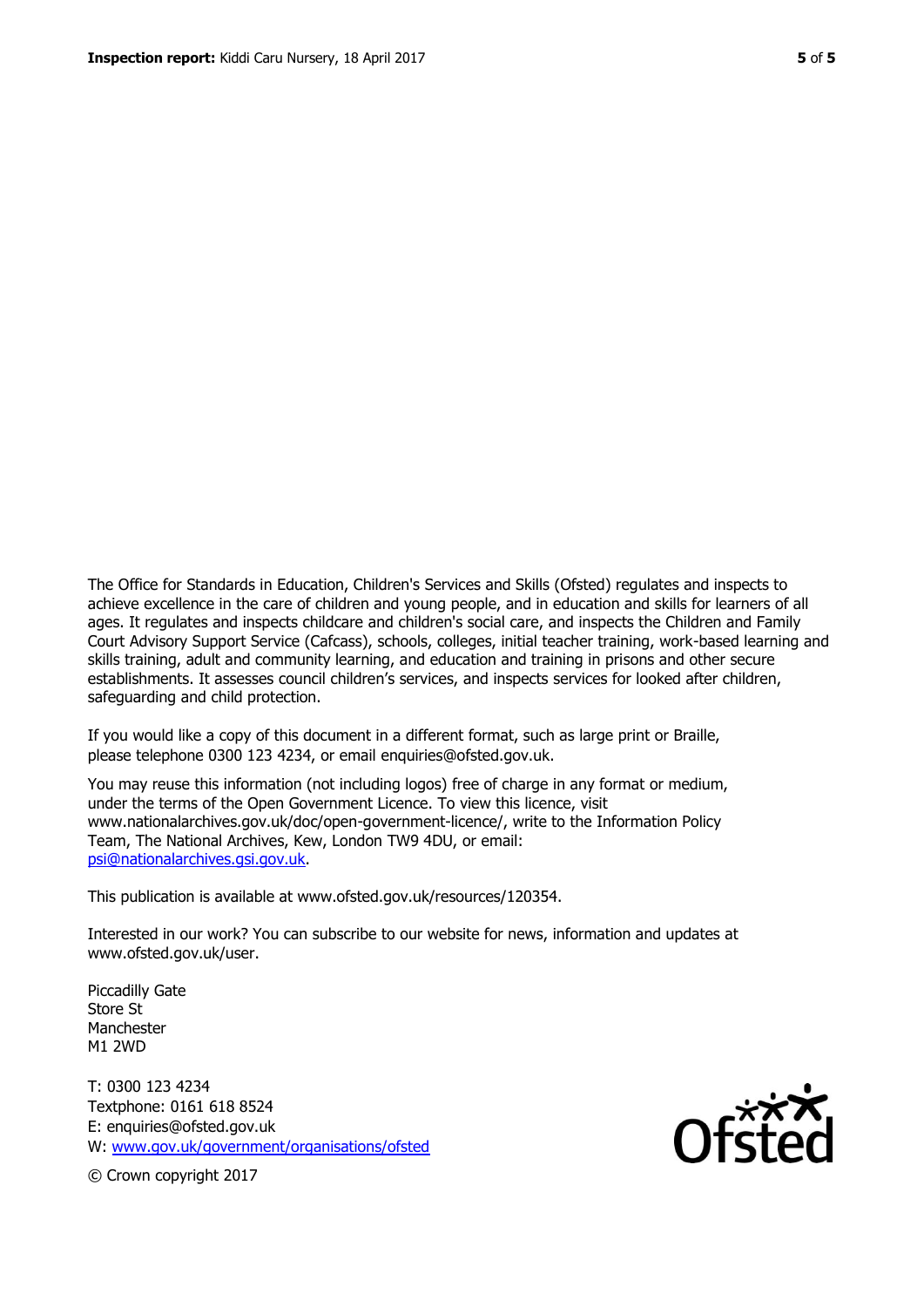The Office for Standards in Education, Children's Services and Skills (Ofsted) regulates and inspects to achieve excellence in the care of children and young people, and in education and skills for learners of all ages. It regulates and inspects childcare and children's social care, and inspects the Children and Family Court Advisory Support Service (Cafcass), schools, colleges, initial teacher training, work-based learning and skills training, adult and community learning, and education and training in prisons and other secure establishments. It assesses council children's services, and inspects services for looked after children, safeguarding and child protection.

If you would like a copy of this document in a different format, such as large print or Braille, please telephone 0300 123 4234, or email enquiries@ofsted.gov.uk.

You may reuse this information (not including logos) free of charge in any format or medium, under the terms of the Open Government Licence. To view this licence, visit www.nationalarchives.gov.uk/doc/open-government-licence/, write to the Information Policy Team, The National Archives, Kew, London TW9 4DU, or email: psi@nationalarchives.gsi.gov.uk.

This publication is available at www.ofsted.gov.uk/resources/120354.

Interested in our work? You can subscribe to our website for news, information and updates at www.ofsted.gov.uk/user.

Piccadilly Gate
Store St
Manchester
M1 2WD

T: 0300 123 4234
Textphone: 0161 618 8524
E: enquiries@ofsted.gov.uk
W: www.gov.uk/government/organisations/ofsted

© Crown copyright 2017